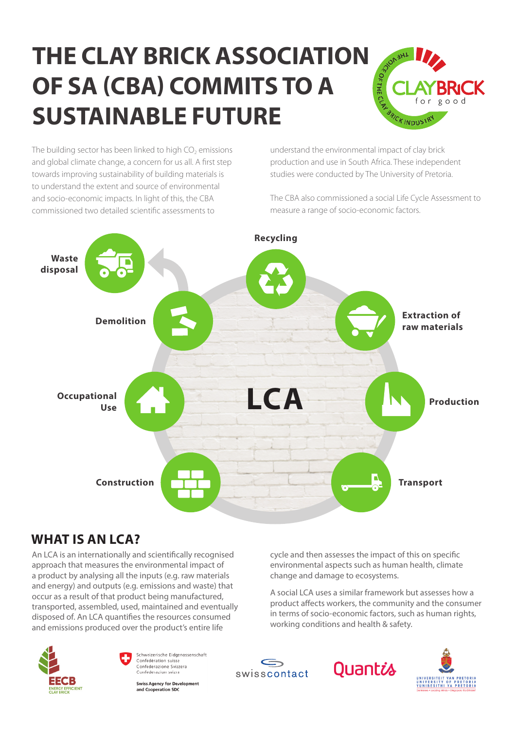# THE CLAY BRICK ASSOCIATION OF SA (CBA) COMMITS TO A SUSTAINABLE FUTURE

The building sector has been linked to high $CO_2$ emissions and global climate change, a concern for us all. A first step towards improving sustainability of building materials is to understand the extent and source of environmental and socio-economic impacts. In light of this, the CBA commissioned two detailed scientific assessments to understand the environmental impact of clay brick production and use in South Africa. These independent studies were conducted by The University of Pretoria.

The CBA also commissioned a social Life Cycle Assessment to measure a range of socio-economic factors.

**LCA**

- Recycling
- Extraction of raw materials
- Production
- Transport
- Construction
- Occupational Use
- Demolition
- Waste disposal

## WHAT IS AN LCA?

An LCA is an internationally and scientifically recognised approach that measures the environmental impact of a product by analysing all the inputs (e.g. raw materials and energy) and outputs (e.g. emissions and waste) that occur as a result of that product being manufactured, transported, assembled, used, maintained and eventually disposed of. An LCA quantifies the resources consumed and emissions produced over the product's entire life cycle and then assesses the impact of this on specific environmental aspects such as human health, climate change and damage to ecosystems.

A social LCA uses a similar framework but assesses how a product affects workers, the community and the consumer in terms of socio-economic factors, such as human rights, working conditions and health & safety.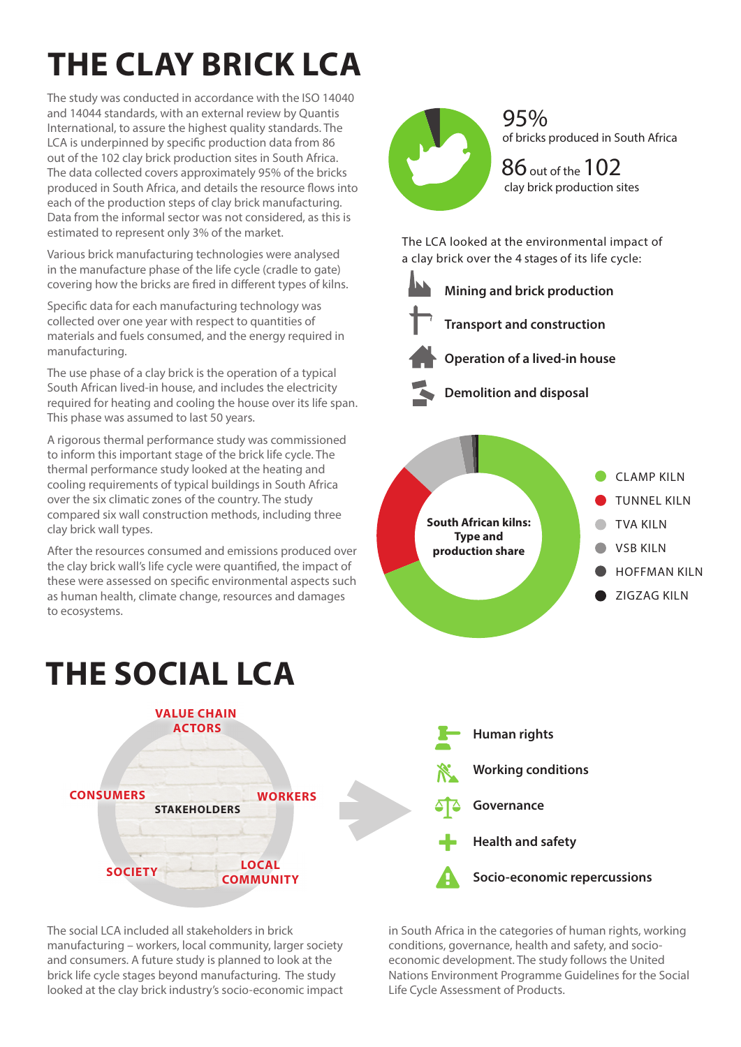# THE CLAY BRICK LCA

The study was conducted in accordance with the ISO 14040 and 14044 standards, with an external review by Quantis International, to assure the highest quality standards. The LCA is underpinned by specific production data from 86 out of the 102 clay brick production sites in South Africa. The data collected covers approximately 95% of the bricks produced in South Africa, and details the resource flows into each of the production steps of clay brick manufacturing. Data from the informal sector was not considered, as this is estimated to represent only 3% of the market.

Various brick manufacturing technologies were analysed in the manufacture phase of the life cycle (cradle to gate) covering how the bricks are fired in different types of kilns.

Specific data for each manufacturing technology was collected over one year with respect to quantities of materials and fuels consumed, and the energy required in manufacturing.

The use phase of a clay brick is the operation of a typical South African lived-in house, and includes the electricity required for heating and cooling the house over its life span. This phase was assumed to last 50 years.

A rigorous thermal performance study was commissioned to inform this important stage of the brick life cycle. The thermal performance study looked at the heating and cooling requirements of typical buildings in South Africa over the six climatic zones of the country. The study compared six wall construction methods, including three clay brick wall types.

After the resources consumed and emissions produced over the clay brick wall's life cycle were quantified, the impact of these were assessed on specific environmental aspects such as human health, climate change, resources and damages to ecosystems.

95%
of bricks produced in South Africa

86 out of the 102
clay brick production sites

The LCA looked at the environmental impact of a clay brick over the 4 stages of its life cycle:

- **Mining and brick production**
- **Transport and construction**
- **Operation of a lived-in house**
- **Demolition and disposal**

**South African kilns: Type and production share**

- CLAMP KILN
- TUNNEL KILN
- TVA KILN
- VSB KILN
- HOFFMAN KILN
- ZIGZAG KILN

# THE SOCIAL LCA

VALUE CHAIN ACTORS

STAKEHOLDERS: CONSUMERS, WORKERS, SOCIETY, LOCAL COMMUNITY

- **Human rights**
- **Working conditions**
- **Governance**
- **Health and safety**
- **Socio-economic repercussions**

The social LCA included all stakeholders in brick manufacturing – workers, local community, larger society and consumers. A future study is planned to look at the brick life cycle stages beyond manufacturing. The study looked at the clay brick industry's socio-economic impact in South Africa in the categories of human rights, working conditions, governance, health and safety, and socio-economic development. The study follows the United Nations Environment Programme Guidelines for the Social Life Cycle Assessment of Products.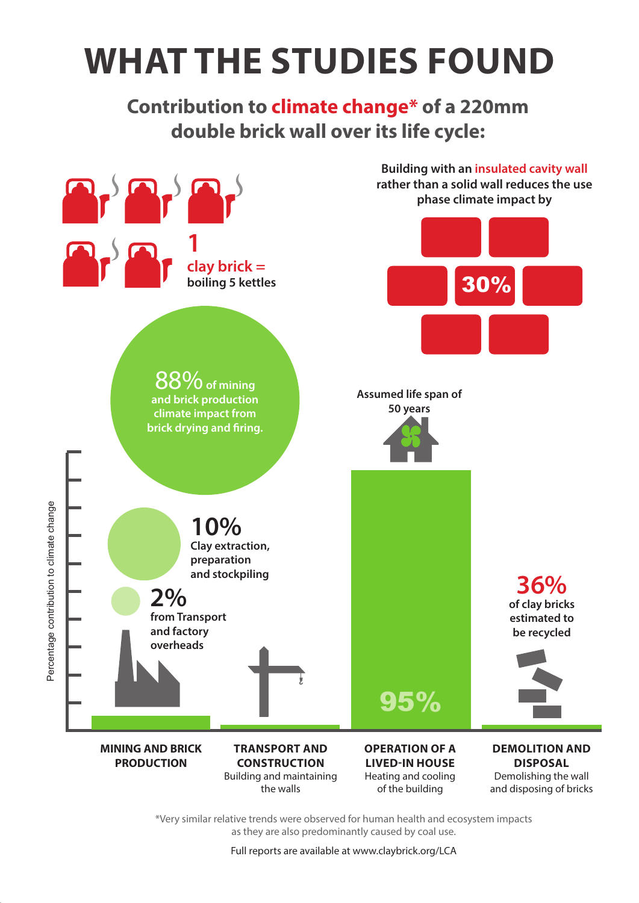# WHAT THE STUDIES FOUND

## Contribution to climate change* of a 220mm double brick wall over its life cycle:

**1 clay brick = boiling 5 kettles**

Building with an insulated cavity wall rather than a solid wall reduces the use phase climate impact by **30%**

**88%** of mining and brick production climate impact from brick drying and firing.

Assumed life span of 50 years

**10%** Clay extraction, preparation and stockpiling

**2%** from Transport and factory overheads

**95%**

**36%** of clay bricks estimated to be recycled

Percentage contribution to climate change

**MINING AND BRICK PRODUCTION**

**TRANSPORT AND CONSTRUCTION**
Building and maintaining the walls

**OPERATION OF A LIVED-IN HOUSE**
Heating and cooling of the building

**DEMOLITION AND DISPOSAL**
Demolishing the wall and disposing of bricks

*Very similar relative trends were observed for human health and ecosystem impacts as they are also predominantly caused by coal use.

Full reports are available at www.claybrick.org/LCA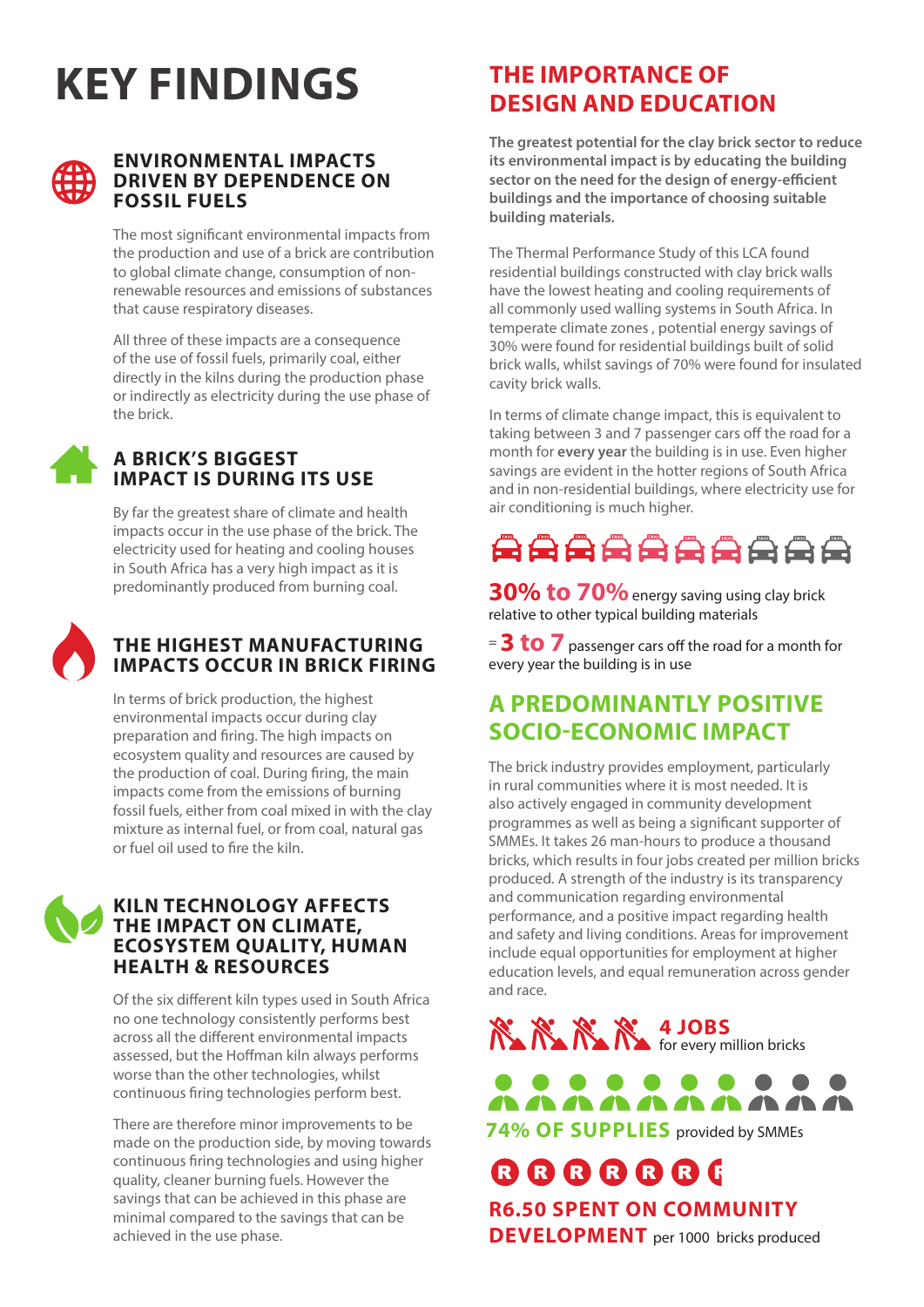# KEY FINDINGS

## ENVIRONMENTAL IMPACTS DRIVEN BY DEPENDENCE ON FOSSIL FUELS

The most significant environmental impacts from the production and use of a brick are contribution to global climate change, consumption of non-renewable resources and emissions of substances that cause respiratory diseases.

All three of these impacts are a consequence of the use of fossil fuels, primarily coal, either directly in the kilns during the production phase or indirectly as electricity during the use phase of the brick.

## A BRICK'S BIGGEST IMPACT IS DURING ITS USE

By far the greatest share of climate and health impacts occur in the use phase of the brick. The electricity used for heating and cooling houses in South Africa has a very high impact as it is predominantly produced from burning coal.

## THE HIGHEST MANUFACTURING IMPACTS OCCUR IN BRICK FIRING

In terms of brick production, the highest environmental impacts occur during clay preparation and firing. The high impacts on ecosystem quality and resources are caused by the production of coal. During firing, the main impacts come from the emissions of burning fossil fuels, either from coal mixed in with the clay mixture as internal fuel, or from coal, natural gas or fuel oil used to fire the kiln.

## KILN TECHNOLOGY AFFECTS THE IMPACT ON CLIMATE, ECOSYSTEM QUALITY, HUMAN HEALTH & RESOURCES

Of the six different kiln types used in South Africa no one technology consistently performs best across all the different environmental impacts assessed, but the Hoffman kiln always performs worse than the other technologies, whilst continuous firing technologies perform best.

There are therefore minor improvements to be made on the production side, by moving towards continuous firing technologies and using higher quality, cleaner burning fuels. However the savings that can be achieved in this phase are minimal compared to the savings that can be achieved in the use phase.

## THE IMPORTANCE OF DESIGN AND EDUCATION

**The greatest potential for the clay brick sector to reduce its environmental impact is by educating the building sector on the need for the design of energy-efficient buildings and the importance of choosing suitable building materials.**

The Thermal Performance Study of this LCA found residential buildings constructed with clay brick walls have the lowest heating and cooling requirements of all commonly used walling systems in South Africa. In temperate climate zones , potential energy savings of 30% were found for residential buildings built of solid brick walls, whilst savings of 70% were found for insulated cavity brick walls.

In terms of climate change impact, this is equivalent to taking between 3 and 7 passenger cars off the road for a month for **every year** the building is in use. Even higher savings are evident in the hotter regions of South Africa and in non-residential buildings, where electricity use for air conditioning is much higher.

**30% to 70%** energy saving using clay brick relative to other typical building materials

= **3 to 7** passenger cars off the road for a month for every year the building is in use

## A PREDOMINANTLY POSITIVE SOCIO-ECONOMIC IMPACT

The brick industry provides employment, particularly in rural communities where it is most needed. It is also actively engaged in community development programmes as well as being a significant supporter of SMMEs. It takes 26 man-hours to produce a thousand bricks, which results in four jobs created per million bricks produced. A strength of the industry is its transparency and communication regarding environmental performance, and a positive impact regarding health and safety and living conditions. Areas for improvement include equal opportunities for employment at higher education levels, and equal remuneration across gender and race.

**4 JOBS** for every million bricks

**74% OF SUPPLIES** provided by SMMEs

**R6.50 SPENT ON COMMUNITY DEVELOPMENT** per 1000 bricks produced